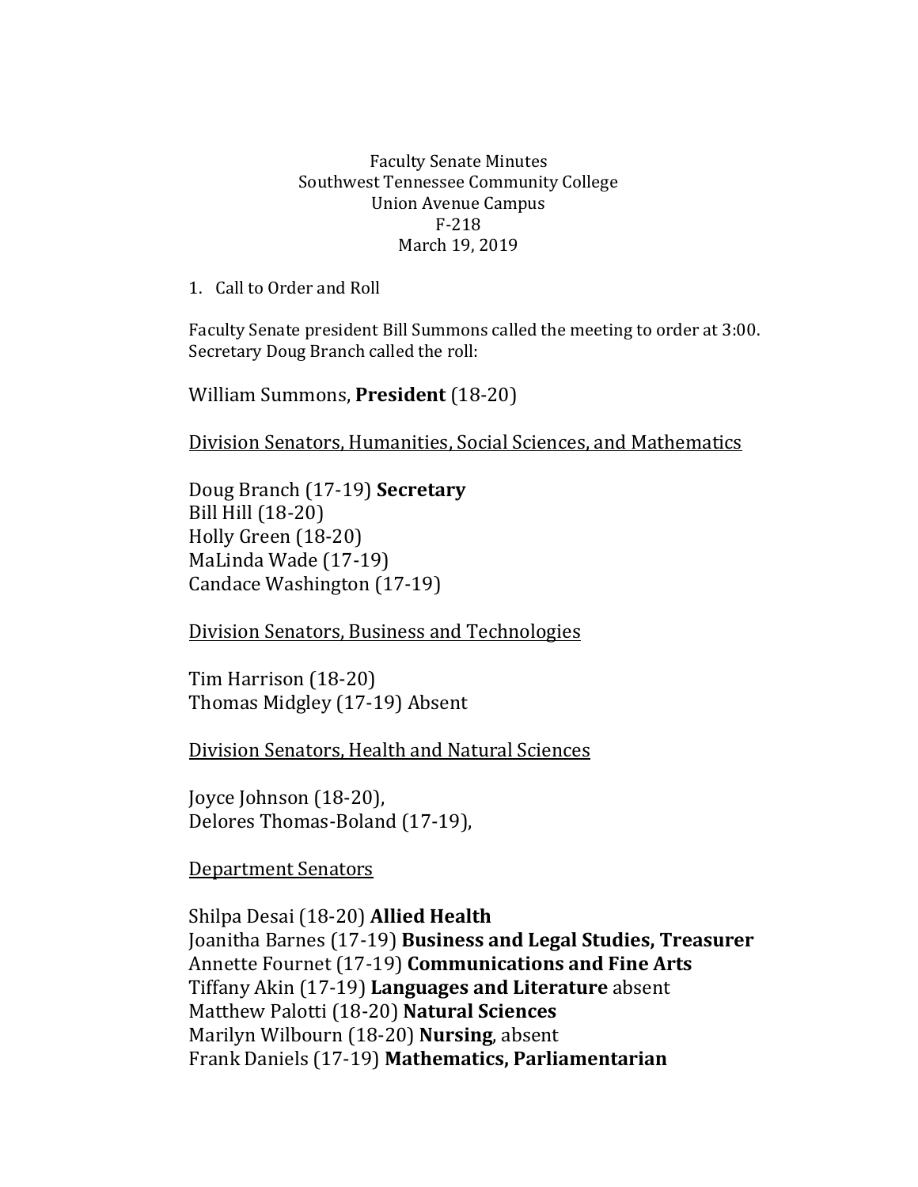Faculty Senate Minutes
Southwest Tennessee Community College
Union Avenue Campus
F-218
March 19, 2019

1. Call to Order and Roll

Faculty Senate president Bill Summons called the meeting to order at 3:00. Secretary Doug Branch called the roll:

William Summons, **President** (18-20)

<u>Division Senators, Humanities, Social Sciences, and Mathematics</u>

Doug Branch (17-19) **Secretary**
Bill Hill (18-20)
Holly Green (18-20)
MaLinda Wade (17-19)
Candace Washington (17-19)

<u>Division Senators, Business and Technologies</u>

Tim Harrison (18-20)
Thomas Midgley (17-19) Absent

<u>Division Senators, Health and Natural Sciences</u>

Joyce Johnson (18-20),
Delores Thomas-Boland (17-19),

<u>Department Senators</u>

Shilpa Desai (18-20) **Allied Health**
Joanitha Barnes (17-19) **Business and Legal Studies, Treasurer**
Annette Fournet (17-19) **Communications and Fine Arts**
Tiffany Akin (17-19) **Languages and Literature** absent
Matthew Palotti (18-20) **Natural Sciences**
Marilyn Wilbourn (18-20) **Nursing**, absent
Frank Daniels (17-19) **Mathematics, Parliamentarian**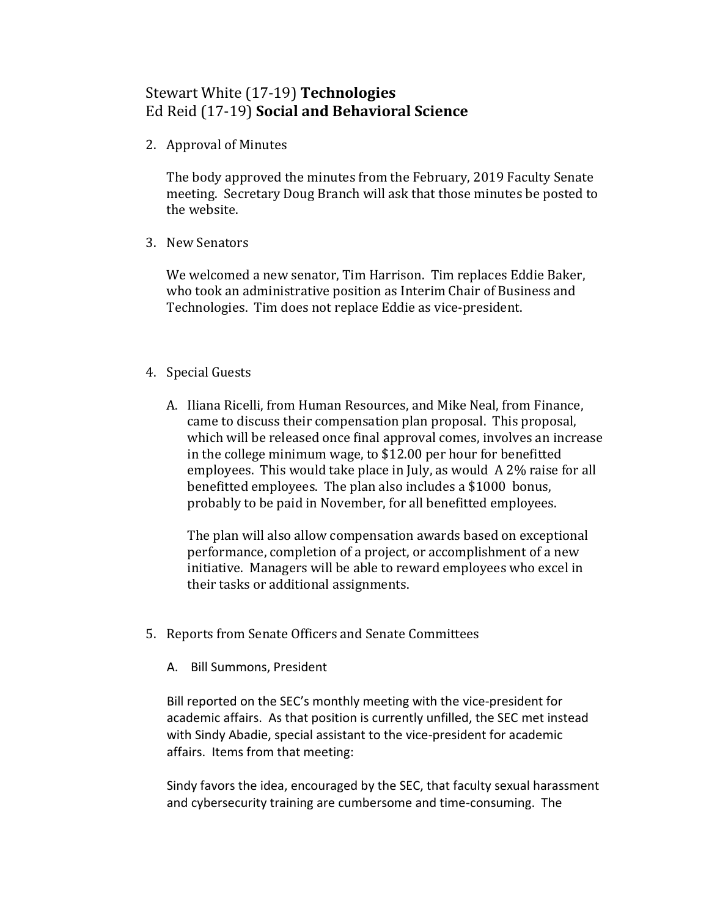Stewart White (17-19) **Technologies**
Ed Reid (17-19) **Social and Behavioral Science**

2. Approval of Minutes

   The body approved the minutes from the February, 2019 Faculty Senate meeting. Secretary Doug Branch will ask that those minutes be posted to the website.

3. New Senators

   We welcomed a new senator, Tim Harrison. Tim replaces Eddie Baker, who took an administrative position as Interim Chair of Business and Technologies. Tim does not replace Eddie as vice-president.

4. Special Guests

   A. Iliana Ricelli, from Human Resources, and Mike Neal, from Finance, came to discuss their compensation plan proposal. This proposal, which will be released once final approval comes, involves an increase in the college minimum wage, to $12.00 per hour for benefitted employees. This would take place in July, as would A 2% raise for all benefitted employees. The plan also includes a $1000 bonus, probably to be paid in November, for all benefitted employees.

      The plan will also allow compensation awards based on exceptional performance, completion of a project, or accomplishment of a new initiative. Managers will be able to reward employees who excel in their tasks or additional assignments.

5. Reports from Senate Officers and Senate Committees

   A. Bill Summons, President

   Bill reported on the SEC's monthly meeting with the vice-president for academic affairs. As that position is currently unfilled, the SEC met instead with Sindy Abadie, special assistant to the vice-president for academic affairs. Items from that meeting:

   Sindy favors the idea, encouraged by the SEC, that faculty sexual harassment and cybersecurity training are cumbersome and time-consuming. The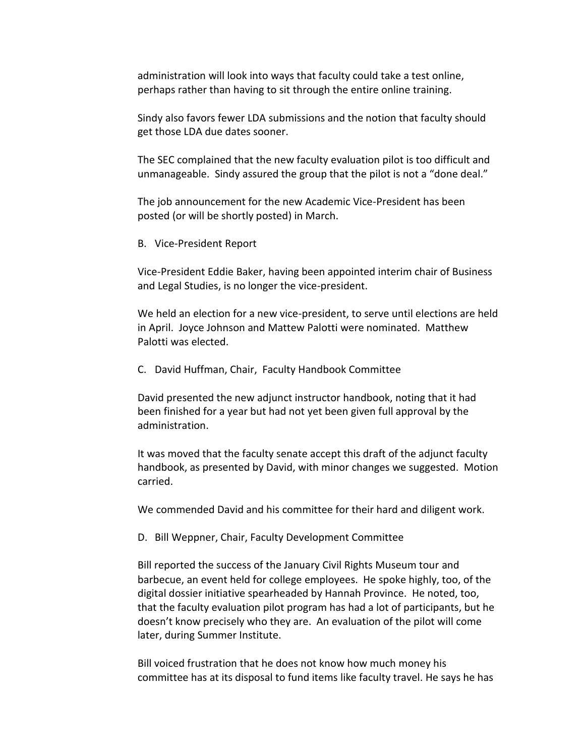administration will look into ways that faculty could take a test online, perhaps rather than having to sit through the entire online training.

Sindy also favors fewer LDA submissions and the notion that faculty should get those LDA due dates sooner.

The SEC complained that the new faculty evaluation pilot is too difficult and unmanageable. Sindy assured the group that the pilot is not a "done deal."

The job announcement for the new Academic Vice-President has been posted (or will be shortly posted) in March.

B. Vice-President Report

Vice-President Eddie Baker, having been appointed interim chair of Business and Legal Studies, is no longer the vice-president.

We held an election for a new vice-president, to serve until elections are held in April. Joyce Johnson and Mattew Palotti were nominated. Matthew Palotti was elected.

C. David Huffman, Chair, Faculty Handbook Committee

David presented the new adjunct instructor handbook, noting that it had been finished for a year but had not yet been given full approval by the administration.

It was moved that the faculty senate accept this draft of the adjunct faculty handbook, as presented by David, with minor changes we suggested. Motion carried.

We commended David and his committee for their hard and diligent work.

D. Bill Weppner, Chair, Faculty Development Committee

Bill reported the success of the January Civil Rights Museum tour and barbecue, an event held for college employees. He spoke highly, too, of the digital dossier initiative spearheaded by Hannah Province. He noted, too, that the faculty evaluation pilot program has had a lot of participants, but he doesn't know precisely who they are. An evaluation of the pilot will come later, during Summer Institute.

Bill voiced frustration that he does not know how much money his committee has at its disposal to fund items like faculty travel. He says he has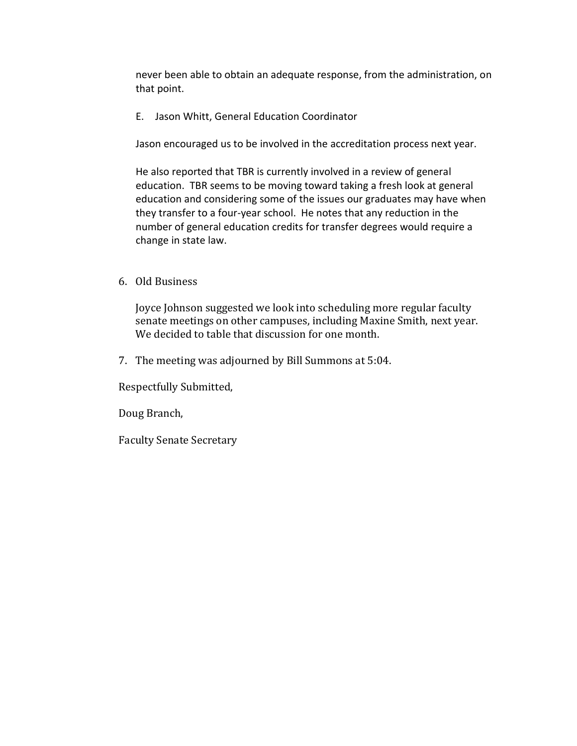never been able to obtain an adequate response, from the administration, on that point.

E. Jason Whitt, General Education Coordinator

Jason encouraged us to be involved in the accreditation process next year.

He also reported that TBR is currently involved in a review of general education. TBR seems to be moving toward taking a fresh look at general education and considering some of the issues our graduates may have when they transfer to a four-year school. He notes that any reduction in the number of general education credits for transfer degrees would require a change in state law.

6. Old Business

   Joyce Johnson suggested we look into scheduling more regular faculty senate meetings on other campuses, including Maxine Smith, next year. We decided to table that discussion for one month.

7. The meeting was adjourned by Bill Summons at 5:04.

Respectfully Submitted,

Doug Branch,

Faculty Senate Secretary